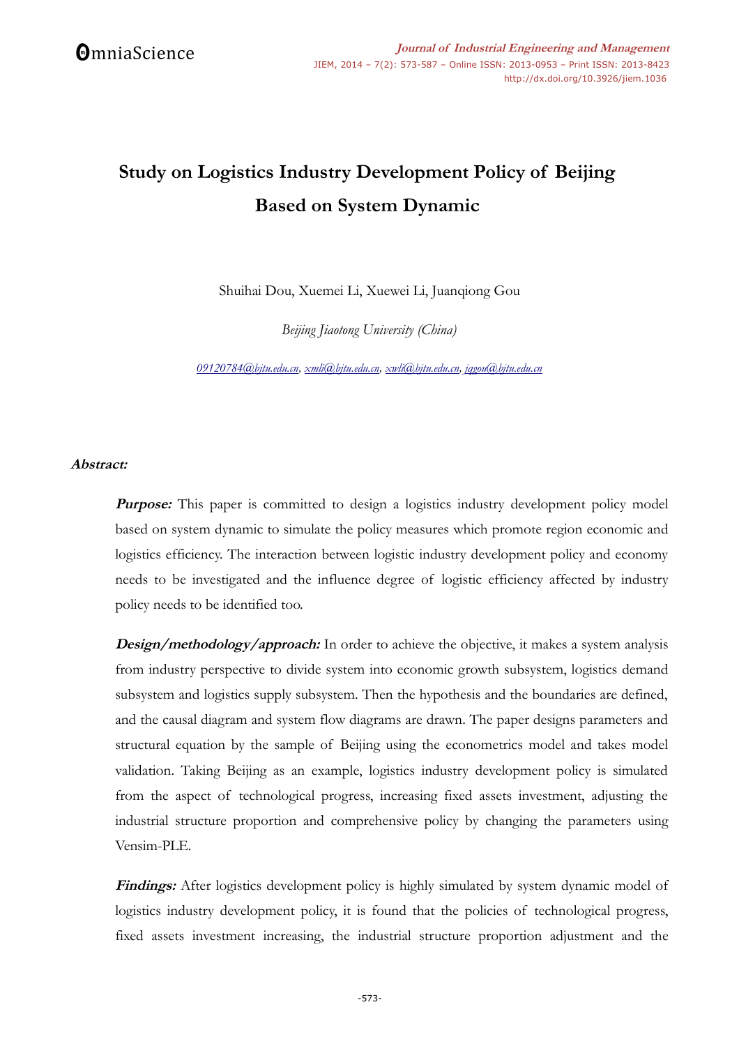# Study on Logistics Industry Development Policy of Beijing Based on System Dynamic

Shuihai Dou, Xuemei Li, Xuewei Li, Juanqiong Gou

*Beijing Jiaotong University (China)*

*09120784@bjtu.edu.cn, xmli@bjtu.edu.cn, xwli@bjtu.edu.cn, jqgou@bjtu.edu.cn*

### *Abstract:*

***Purpose:*** This paper is committed to design a logistics industry development policy model based on system dynamic to simulate the policy measures which promote region economic and logistics efficiency. The interaction between logistic industry development policy and economy needs to be investigated and the influence degree of logistic efficiency affected by industry policy needs to be identified too.

***Design/methodology/approach:*** In order to achieve the objective, it makes a system analysis from industry perspective to divide system into economic growth subsystem, logistics demand subsystem and logistics supply subsystem. Then the hypothesis and the boundaries are defined, and the causal diagram and system flow diagrams are drawn. The paper designs parameters and structural equation by the sample of Beijing using the econometrics model and takes model validation. Taking Beijing as an example, logistics industry development policy is simulated from the aspect of technological progress, increasing fixed assets investment, adjusting the industrial structure proportion and comprehensive policy by changing the parameters using Vensim-PLE.

***Findings:*** After logistics development policy is highly simulated by system dynamic model of logistics industry development policy, it is found that the policies of technological progress, fixed assets investment increasing, the industrial structure proportion adjustment and the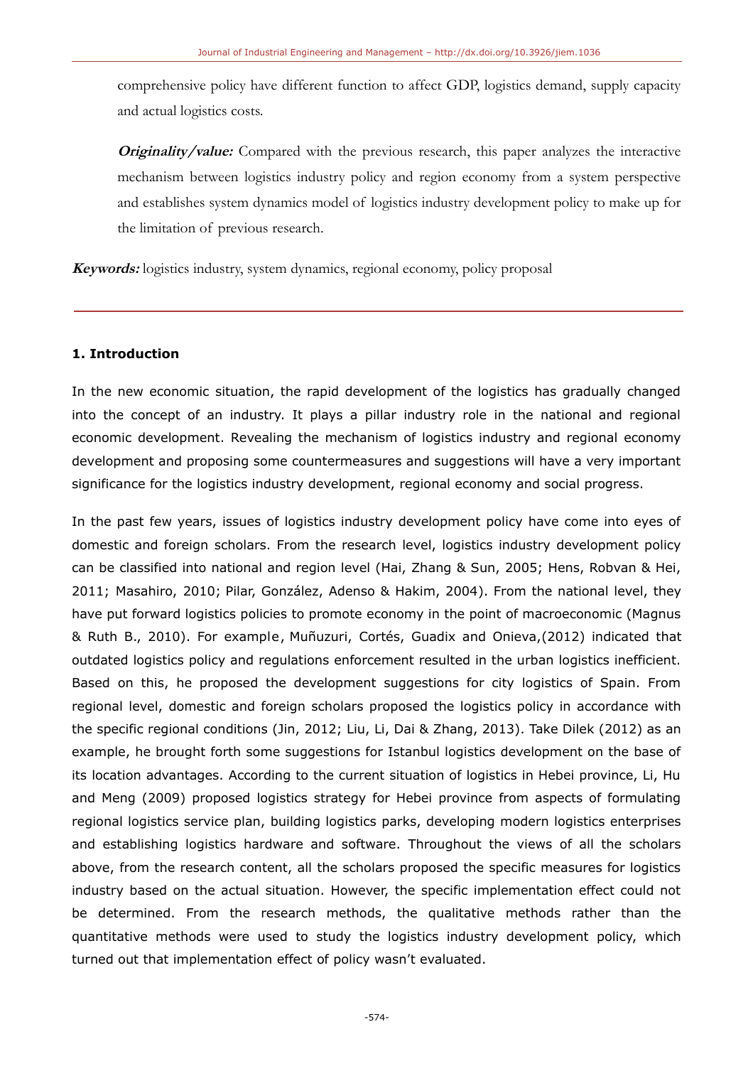comprehensive policy have different function to affect GDP, logistics demand, supply capacity and actual logistics costs.

***Originality/value:*** Compared with the previous research, this paper analyzes the interactive mechanism between logistics industry policy and region economy from a system perspective and establishes system dynamics model of logistics industry development policy to make up for the limitation of previous research.

***Keywords:*** logistics industry, system dynamics, regional economy, policy proposal

## 1. Introduction

In the new economic situation, the rapid development of the logistics has gradually changed into the concept of an industry. It plays a pillar industry role in the national and regional economic development. Revealing the mechanism of logistics industry and regional economy development and proposing some countermeasures and suggestions will have a very important significance for the logistics industry development, regional economy and social progress.

In the past few years, issues of logistics industry development policy have come into eyes of domestic and foreign scholars. From the research level, logistics industry development policy can be classified into national and region level (Hai, Zhang & Sun, 2005; Hens, Robvan & Hei, 2011; Masahiro, 2010; Pilar, González, Adenso & Hakim, 2004). From the national level, they have put forward logistics policies to promote economy in the point of macroeconomic (Magnus & Ruth B., 2010). For example, Muñuzuri, Cortés, Guadix and Onieva,(2012) indicated that outdated logistics policy and regulations enforcement resulted in the urban logistics inefficient. Based on this, he proposed the development suggestions for city logistics of Spain. From regional level, domestic and foreign scholars proposed the logistics policy in accordance with the specific regional conditions (Jin, 2012; Liu, Li, Dai & Zhang, 2013). Take Dilek (2012) as an example, he brought forth some suggestions for Istanbul logistics development on the base of its location advantages. According to the current situation of logistics in Hebei province, Li, Hu and Meng (2009) proposed logistics strategy for Hebei province from aspects of formulating regional logistics service plan, building logistics parks, developing modern logistics enterprises and establishing logistics hardware and software. Throughout the views of all the scholars above, from the research content, all the scholars proposed the specific measures for logistics industry based on the actual situation. However, the specific implementation effect could not be determined. From the research methods, the qualitative methods rather than the quantitative methods were used to study the logistics industry development policy, which turned out that implementation effect of policy wasn't evaluated.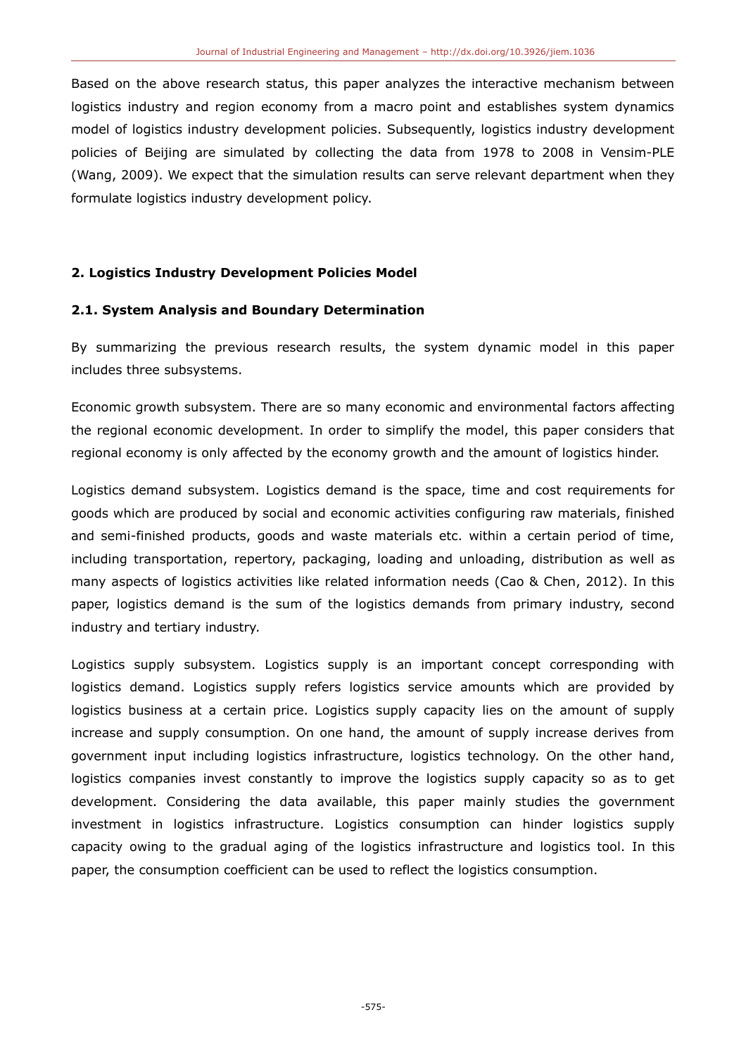Based on the above research status, this paper analyzes the interactive mechanism between logistics industry and region economy from a macro point and establishes system dynamics model of logistics industry development policies. Subsequently, logistics industry development policies of Beijing are simulated by collecting the data from 1978 to 2008 in Vensim-PLE (Wang, 2009). We expect that the simulation results can serve relevant department when they formulate logistics industry development policy.

## 2. Logistics Industry Development Policies Model

### 2.1. System Analysis and Boundary Determination

By summarizing the previous research results, the system dynamic model in this paper includes three subsystems.

Economic growth subsystem. There are so many economic and environmental factors affecting the regional economic development. In order to simplify the model, this paper considers that regional economy is only affected by the economy growth and the amount of logistics hinder.

Logistics demand subsystem. Logistics demand is the space, time and cost requirements for goods which are produced by social and economic activities configuring raw materials, finished and semi-finished products, goods and waste materials etc. within a certain period of time, including transportation, repertory, packaging, loading and unloading, distribution as well as many aspects of logistics activities like related information needs (Cao & Chen, 2012). In this paper, logistics demand is the sum of the logistics demands from primary industry, second industry and tertiary industry.

Logistics supply subsystem. Logistics supply is an important concept corresponding with logistics demand. Logistics supply refers logistics service amounts which are provided by logistics business at a certain price. Logistics supply capacity lies on the amount of supply increase and supply consumption. On one hand, the amount of supply increase derives from government input including logistics infrastructure, logistics technology. On the other hand, logistics companies invest constantly to improve the logistics supply capacity so as to get development. Considering the data available, this paper mainly studies the government investment in logistics infrastructure. Logistics consumption can hinder logistics supply capacity owing to the gradual aging of the logistics infrastructure and logistics tool. In this paper, the consumption coefficient can be used to reflect the logistics consumption.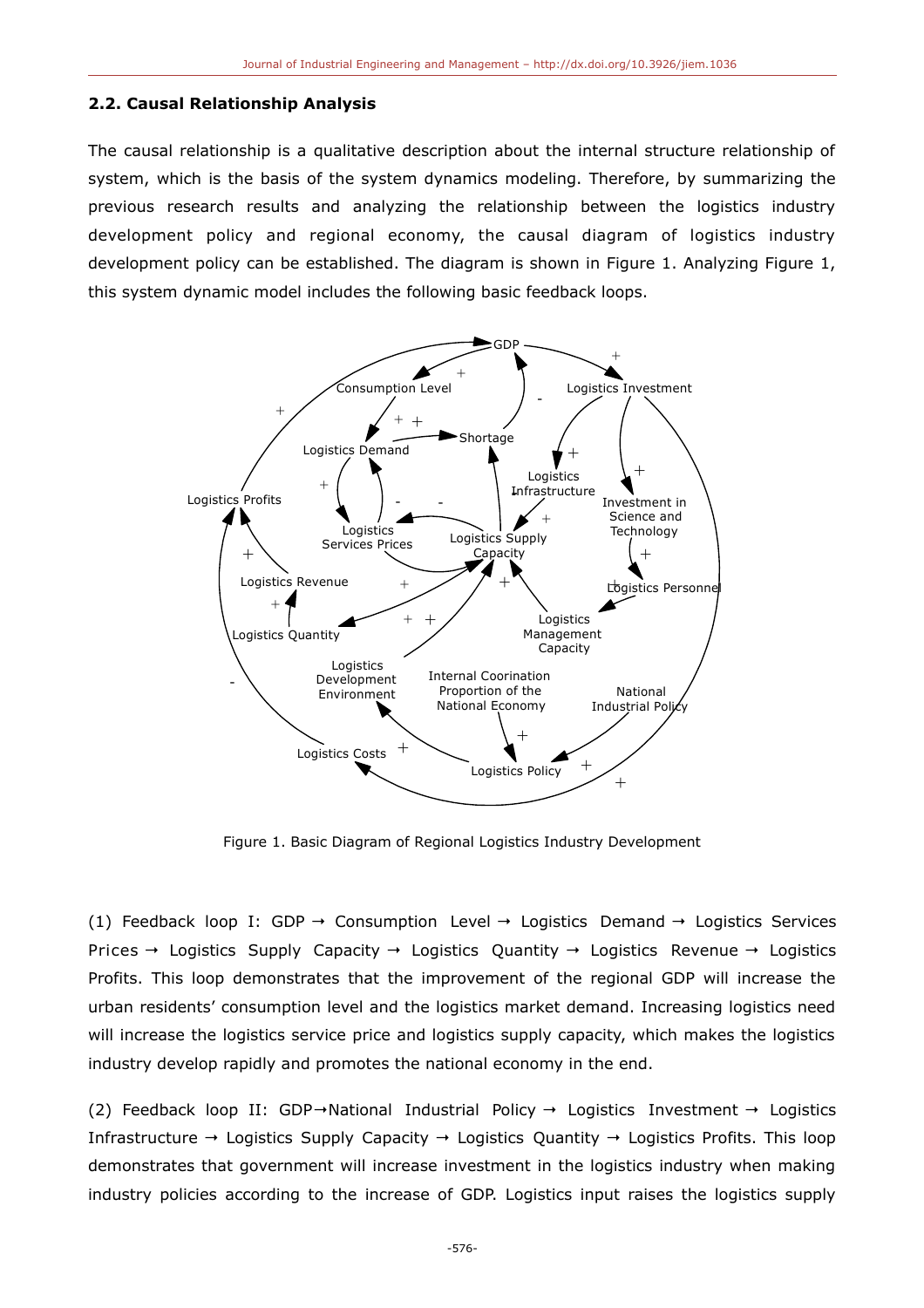### 2.2. Causal Relationship Analysis

The causal relationship is a qualitative description about the internal structure relationship of system, which is the basis of the system dynamics modeling. Therefore, by summarizing the previous research results and analyzing the relationship between the logistics industry development policy and regional economy, the causal diagram of logistics industry development policy can be established. The diagram is shown in Figure 1. Analyzing Figure 1, this system dynamic model includes the following basic feedback loops.

Figure 1. Basic Diagram of Regional Logistics Industry Development

(1) Feedback loop I: GDP → Consumption Level → Logistics Demand → Logistics Services Prices → Logistics Supply Capacity → Logistics Quantity → Logistics Revenue → Logistics Profits. This loop demonstrates that the improvement of the regional GDP will increase the urban residents' consumption level and the logistics market demand. Increasing logistics need will increase the logistics service price and logistics supply capacity, which makes the logistics industry develop rapidly and promotes the national economy in the end.

(2) Feedback loop II: GDP→National Industrial Policy → Logistics Investment → Logistics Infrastructure → Logistics Supply Capacity → Logistics Quantity → Logistics Profits. This loop demonstrates that government will increase investment in the logistics industry when making industry policies according to the increase of GDP. Logistics input raises the logistics supply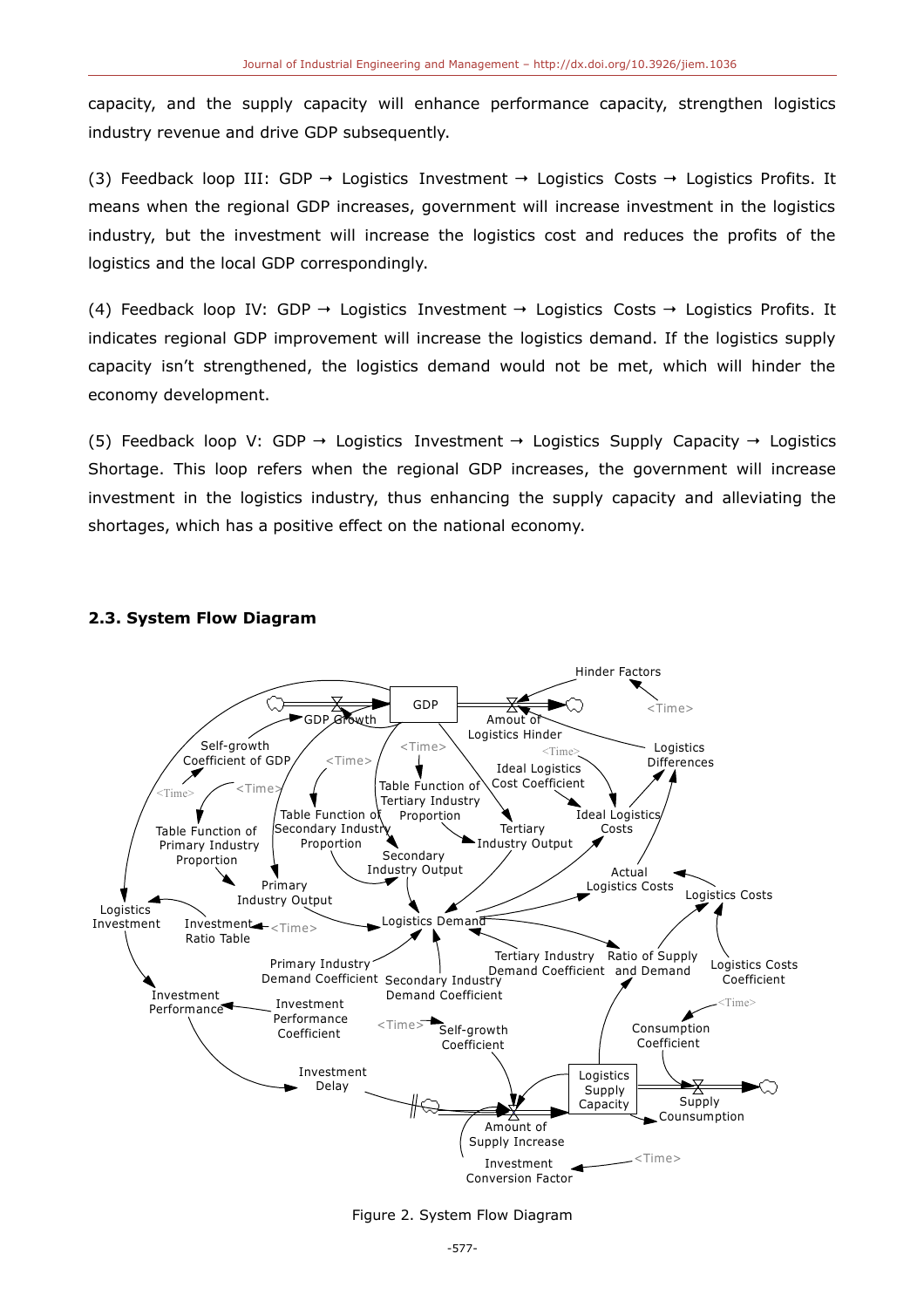capacity, and the supply capacity will enhance performance capacity, strengthen logistics industry revenue and drive GDP subsequently.

(3) Feedback loop III: GDP → Logistics Investment → Logistics Costs → Logistics Profits. It means when the regional GDP increases, government will increase investment in the logistics industry, but the investment will increase the logistics cost and reduces the profits of the logistics and the local GDP correspondingly.

(4) Feedback loop IV: GDP → Logistics Investment → Logistics Costs → Logistics Profits. It indicates regional GDP improvement will increase the logistics demand. If the logistics supply capacity isn't strengthened, the logistics demand would not be met, which will hinder the economy development.

(5) Feedback loop V: GDP → Logistics Investment → Logistics Supply Capacity → Logistics Shortage. This loop refers when the regional GDP increases, the government will increase investment in the logistics industry, thus enhancing the supply capacity and alleviating the shortages, which has a positive effect on the national economy.

### 2.3. System Flow Diagram

Figure 2. System Flow Diagram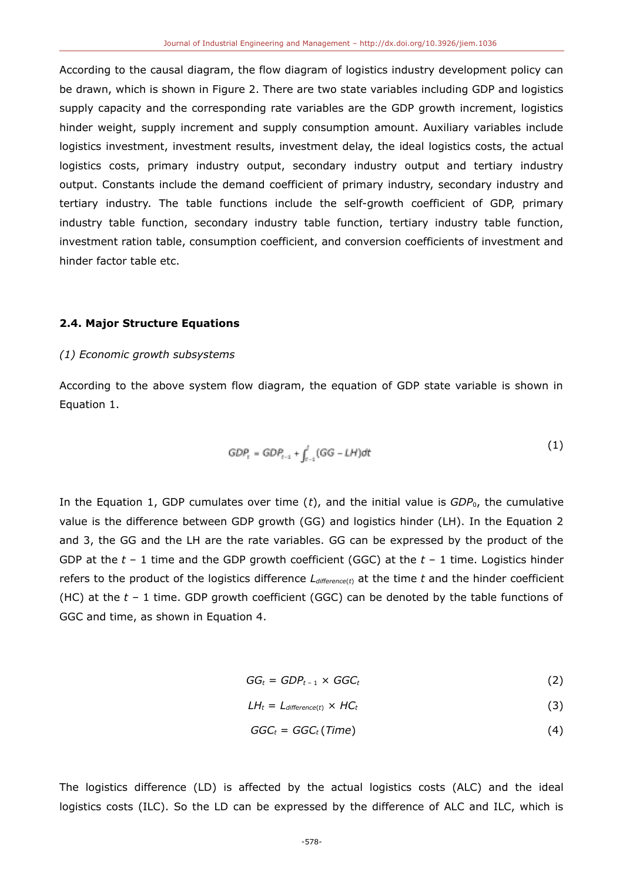According to the causal diagram, the flow diagram of logistics industry development policy can be drawn, which is shown in Figure 2. There are two state variables including GDP and logistics supply capacity and the corresponding rate variables are the GDP growth increment, logistics hinder weight, supply increment and supply consumption amount. Auxiliary variables include logistics investment, investment results, investment delay, the ideal logistics costs, the actual logistics costs, primary industry output, secondary industry output and tertiary industry output. Constants include the demand coefficient of primary industry, secondary industry and tertiary industry. The table functions include the self-growth coefficient of GDP, primary industry table function, secondary industry table function, tertiary industry table function, investment ration table, consumption coefficient, and conversion coefficients of investment and hinder factor table etc.

### 2.4. Major Structure Equations

*(1) Economic growth subsystems*

According to the above system flow diagram, the equation of GDP state variable is shown in Equation 1.

$$GDP_t = GDP_{t-1} + \int_{t-1}^{t} (GG - LH)dt \tag{1}$$

In the Equation 1, GDP cumulates over time ($t$), and the initial value is $GDP_0$, the cumulative value is the difference between GDP growth (GG) and logistics hinder (LH). In the Equation 2 and 3, the GG and the LH are the rate variables. GG can be expressed by the product of the GDP at the $t - 1$ time and the GDP growth coefficient (GGC) at the $t - 1$ time. Logistics hinder refers to the product of the logistics difference $L_{difference(t)}$ at the time $t$ and the hinder coefficient (HC) at the $t - 1$ time. GDP growth coefficient (GGC) can be denoted by the table functions of GGC and time, as shown in Equation 4.

$$GG_t = GDP_{t-1} \times GGC_t \tag{2}$$

$$LH_t = L_{difference(t)} \times HC_t \tag{3}$$

$$GGC_t = GGC_t(Time) \tag{4}$$

The logistics difference (LD) is affected by the actual logistics costs (ALC) and the ideal logistics costs (ILC). So the LD can be expressed by the difference of ALC and ILC, which is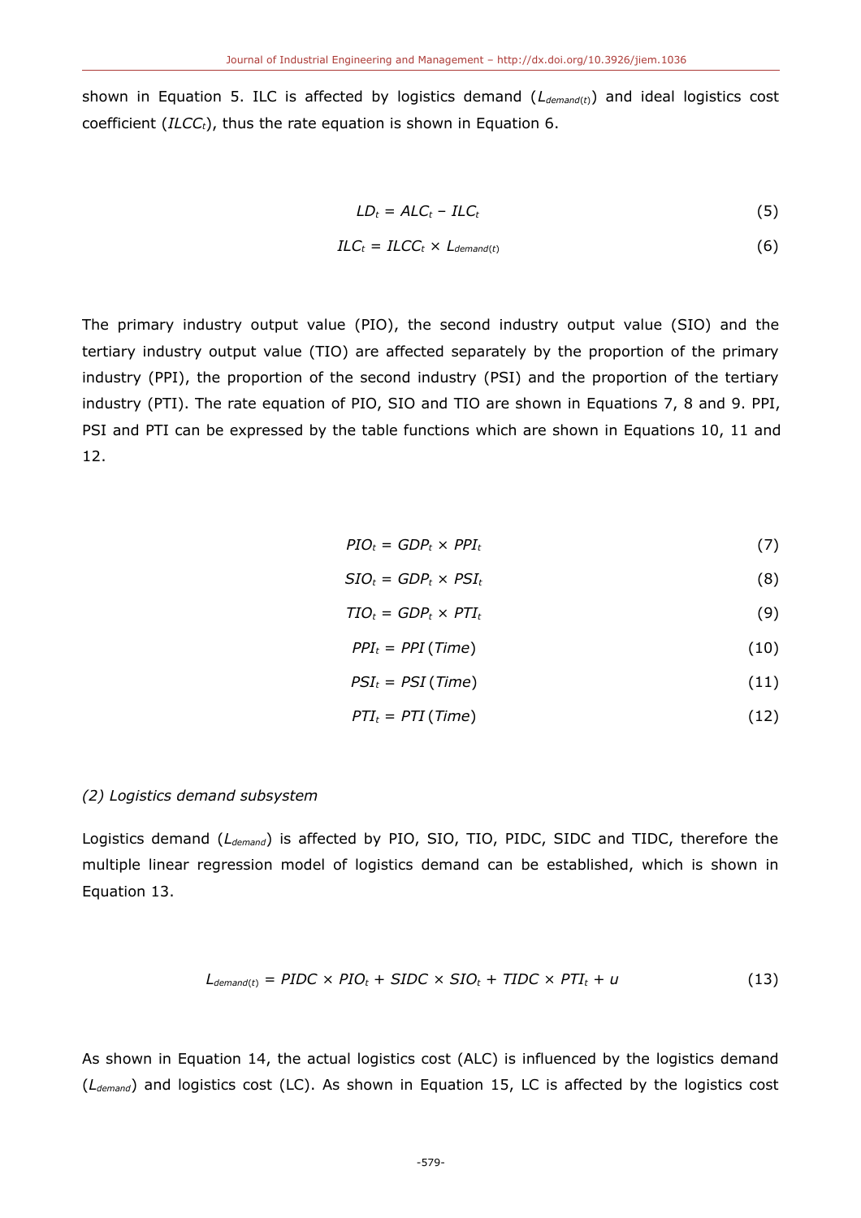shown in Equation 5. ILC is affected by logistics demand ($L_{demand(t)}$) and ideal logistics cost coefficient ($ILCC_t$), thus the rate equation is shown in Equation 6.

$$LD_t = ALC_t - ILC_t \tag{5}$$

$$ILC_t = ILCC_t \times L_{demand(t)} \tag{6}$$

The primary industry output value (PIO), the second industry output value (SIO) and the tertiary industry output value (TIO) are affected separately by the proportion of the primary industry (PPI), the proportion of the second industry (PSI) and the proportion of the tertiary industry (PTI). The rate equation of PIO, SIO and TIO are shown in Equations 7, 8 and 9. PPI, PSI and PTI can be expressed by the table functions which are shown in Equations 10, 11 and 12.

$$PIO_t = GDP_t \times PPI_t \tag{7}$$

$$SIO_t = GDP_t \times PSI_t \tag{8}$$

$$TIO_t = GDP_t \times PTI_t \tag{9}$$

$$PPI_t = PPI\,(Time) \tag{10}$$

$$PSI_t = PSI\,(Time) \tag{11}$$

$$PTI_t = PTI\,(Time) \tag{12}$$

*(2) Logistics demand subsystem*

Logistics demand ($L_{demand}$) is affected by PIO, SIO, TIO, PIDC, SIDC and TIDC, therefore the multiple linear regression model of logistics demand can be established, which is shown in Equation 13.

$$L_{demand(t)} = PIDC \times PIO_t + SIDC \times SIO_t + TIDC \times PTI_t + u \tag{13}$$

As shown in Equation 14, the actual logistics cost (ALC) is influenced by the logistics demand ($L_{demand}$) and logistics cost (LC). As shown in Equation 15, LC is affected by the logistics cost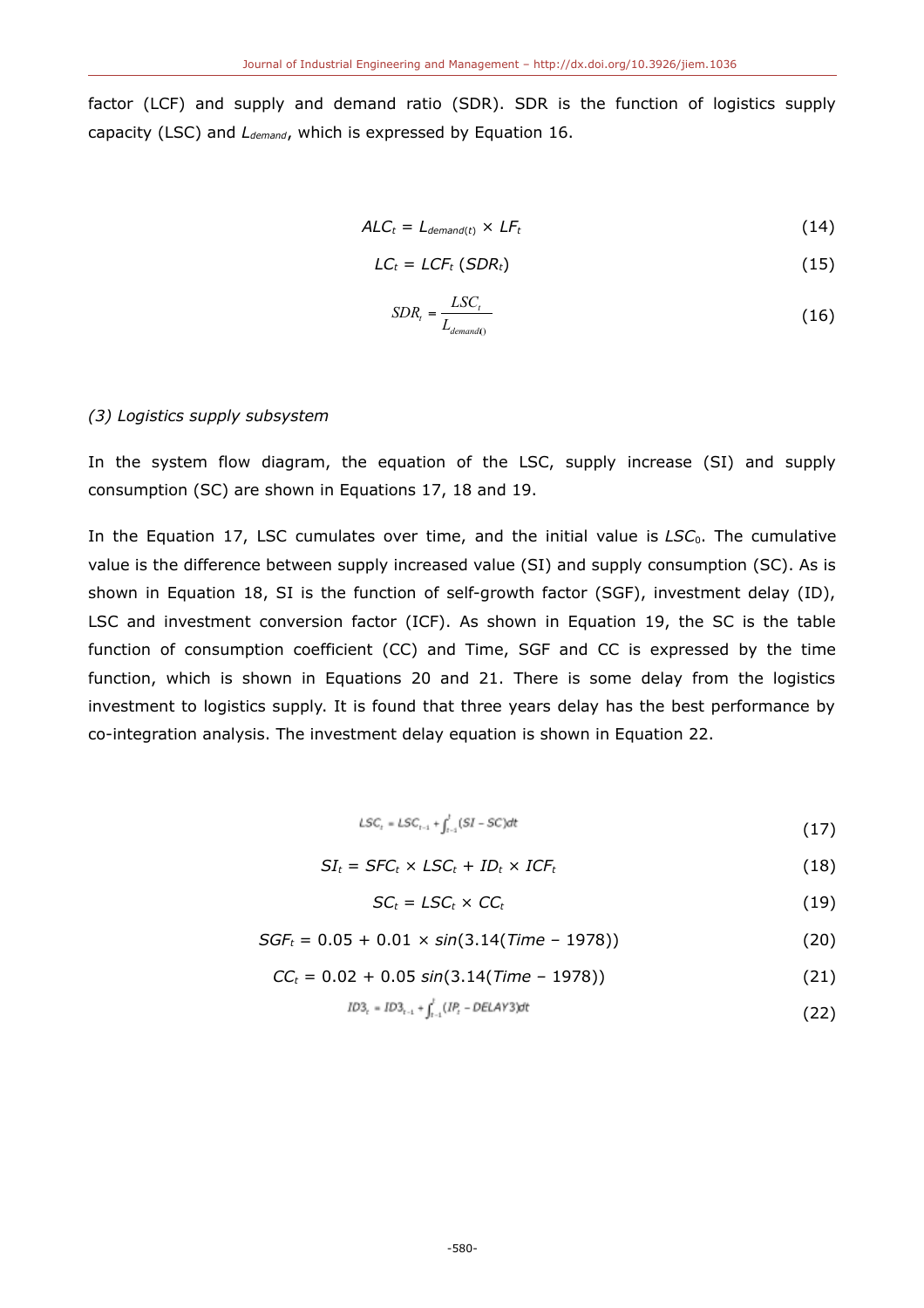factor (LCF) and supply and demand ratio (SDR). SDR is the function of logistics supply capacity (LSC) and $L_{demand}$, which is expressed by Equation 16.

$$ALC_t = L_{demand(t)} \times LF_t \tag{14}$$

$$LC_t = LCF_t\,(SDR_t) \tag{15}$$

$$SDR_t = \frac{LSC_t}{L_{demand()}} \tag{16}$$

*(3) Logistics supply subsystem*

In the system flow diagram, the equation of the LSC, supply increase (SI) and supply consumption (SC) are shown in Equations 17, 18 and 19.

In the Equation 17, LSC cumulates over time, and the initial value is $LSC_0$. The cumulative value is the difference between supply increased value (SI) and supply consumption (SC). As is shown in Equation 18, SI is the function of self-growth factor (SGF), investment delay (ID), LSC and investment conversion factor (ICF). As shown in Equation 19, the SC is the table function of consumption coefficient (CC) and Time, SGF and CC is expressed by the time function, which is shown in Equations 20 and 21. There is some delay from the logistics investment to logistics supply. It is found that three years delay has the best performance by co-integration analysis. The investment delay equation is shown in Equation 22.

$$LSC_t = LSC_{t-1} + \int_{t-1}^{t} (SI - SC)dt \tag{17}$$

$$SI_t = SFC_t \times LSC_t + ID_t \times ICF_t \tag{18}$$

$$SC_t = LSC_t \times CC_t \tag{19}$$

$$SGF_t = 0.05 + 0.01 \times sin(3.14(Time - 1978)) \tag{20}$$

$$CC_t = 0.02 + 0.05\, sin(3.14(Time - 1978)) \tag{21}$$

$$ID3_t = ID3_{t-1} + \int_{t-1}^{t} (IP_t - DELAY3)dt \tag{22}$$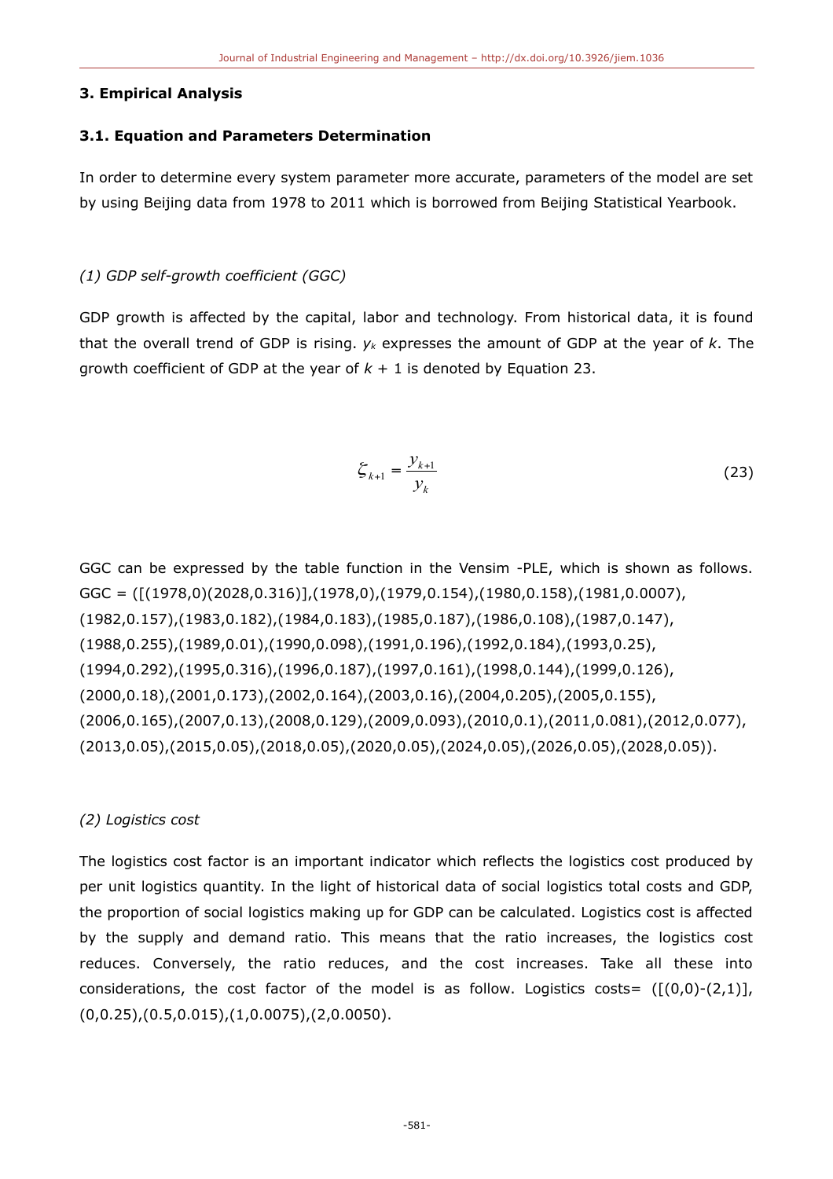## 3. Empirical Analysis

### 3.1. Equation and Parameters Determination

In order to determine every system parameter more accurate, parameters of the model are set by using Beijing data from 1978 to 2011 which is borrowed from Beijing Statistical Yearbook.

*(1) GDP self-growth coefficient (GGC)*

GDP growth is affected by the capital, labor and technology. From historical data, it is found that the overall trend of GDP is rising. $y_k$ expresses the amount of GDP at the year of $k$. The growth coefficient of GDP at the year of $k + 1$ is denoted by Equation 23.

$$\zeta_{k+1} = \frac{y_{k+1}}{y_k} \tag{23}$$

GGC can be expressed by the table function in the Vensim -PLE, which is shown as follows. GGC = ([(1978,0)(2028,0.316)],(1978,0),(1979,0.154),(1980,0.158),(1981,0.0007),(1982,0.157),(1983,0.182),(1984,0.183),(1985,0.187),(1986,0.108),(1987,0.147),(1988,0.255),(1989,0.01),(1990,0.098),(1991,0.196),(1992,0.184),(1993,0.25),(1994,0.292),(1995,0.316),(1996,0.187),(1997,0.161),(1998,0.144),(1999,0.126),(2000,0.18),(2001,0.173),(2002,0.164),(2003,0.16),(2004,0.205),(2005,0.155),(2006,0.165),(2007,0.13),(2008,0.129),(2009,0.093),(2010,0.1),(2011,0.081),(2012,0.077),(2013,0.05),(2015,0.05),(2018,0.05),(2020,0.05),(2024,0.05),(2026,0.05),(2028,0.05)).

*(2) Logistics cost*

The logistics cost factor is an important indicator which reflects the logistics cost produced by per unit logistics quantity. In the light of historical data of social logistics total costs and GDP, the proportion of social logistics making up for GDP can be calculated. Logistics cost is affected by the supply and demand ratio. This means that the ratio increases, the logistics cost reduces. Conversely, the ratio reduces, and the cost increases. Take all these into considerations, the cost factor of the model is as follow. Logistics costs= ([(0,0)-(2,1)],(0,0.25),(0.5,0.015),(1,0.0075),(2,0.0050).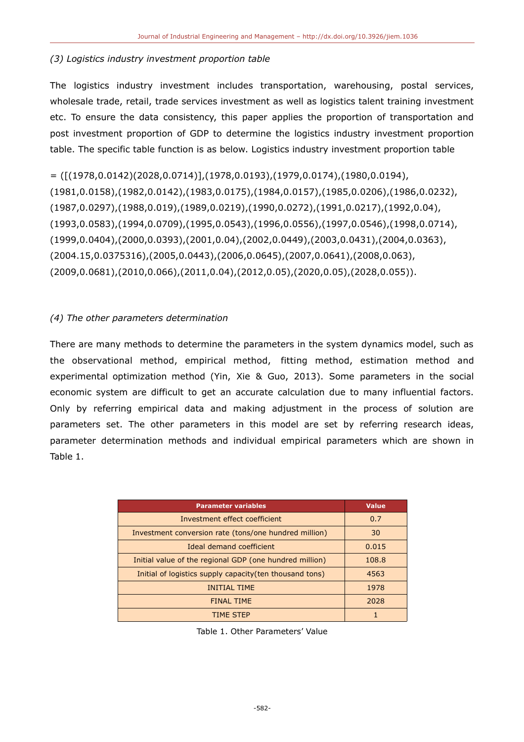*(3) Logistics industry investment proportion table*

The logistics industry investment includes transportation, warehousing, postal services, wholesale trade, retail, trade services investment as well as logistics talent training investment etc. To ensure the data consistency, this paper applies the proportion of transportation and post investment proportion of GDP to determine the logistics industry investment proportion table. The specific table function is as below. Logistics industry investment proportion table

= ([(1978,0.0142)(2028,0.0714)],(1978,0.0193),(1979,0.0174),(1980,0.0194),(1981,0.0158),(1982,0.0142),(1983,0.0175),(1984,0.0157),(1985,0.0206),(1986,0.0232),(1987,0.0297),(1988,0.019),(1989,0.0219),(1990,0.0272),(1991,0.0217),(1992,0.04),(1993,0.0583),(1994,0.0709),(1995,0.0543),(1996,0.0556),(1997,0.0546),(1998,0.0714),(1999,0.0404),(2000,0.0393),(2001,0.04),(2002,0.0449),(2003,0.0431),(2004,0.0363),(2004.15,0.0375316),(2005,0.0443),(2006,0.0645),(2007,0.0641),(2008,0.063),(2009,0.0681),(2010,0.066),(2011,0.04),(2012,0.05),(2020,0.05),(2028,0.055)).

*(4) The other parameters determination*

There are many methods to determine the parameters in the system dynamics model, such as the observational method, empirical method, fitting method, estimation method and experimental optimization method (Yin, Xie & Guo, 2013). Some parameters in the social economic system are difficult to get an accurate calculation due to many influential factors. Only by referring empirical data and making adjustment in the process of solution are parameters set. The other parameters in this model are set by referring research ideas, parameter determination methods and individual empirical parameters which are shown in Table 1.

| Parameter variables | Value |
|---|---|
| Investment effect coefficient | 0.7 |
| Investment conversion rate (tons/one hundred million) | 30 |
| Ideal demand coefficient | 0.015 |
| Initial value of the regional GDP (one hundred million) | 108.8 |
| Initial of logistics supply capacity(ten thousand tons) | 4563 |
| INITIAL TIME | 1978 |
| FINAL TIME | 2028 |
| TIME STEP | 1 |

Table 1. Other Parameters' Value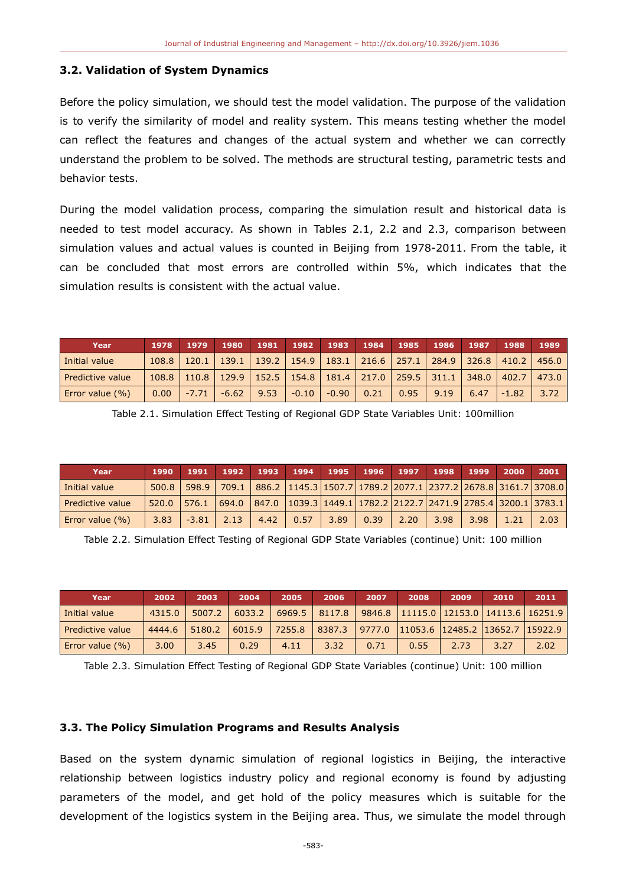### 3.2. Validation of System Dynamics

Before the policy simulation, we should test the model validation. The purpose of the validation is to verify the similarity of model and reality system. This means testing whether the model can reflect the features and changes of the actual system and whether we can correctly understand the problem to be solved. The methods are structural testing, parametric tests and behavior tests.

During the model validation process, comparing the simulation result and historical data is needed to test model accuracy. As shown in Tables 2.1, 2.2 and 2.3, comparison between simulation values and actual values is counted in Beijing from 1978-2011. From the table, it can be concluded that most errors are controlled within 5%, which indicates that the simulation results is consistent with the actual value.

| Year | 1978 | 1979 | 1980 | 1981 | 1982 | 1983 | 1984 | 1985 | 1986 | 1987 | 1988 | 1989 |
|---|---|---|---|---|---|---|---|---|---|---|---|---|
| Initial value | 108.8 | 120.1 | 139.1 | 139.2 | 154.9 | 183.1 | 216.6 | 257.1 | 284.9 | 326.8 | 410.2 | 456.0 |
| Predictive value | 108.8 | 110.8 | 129.9 | 152.5 | 154.8 | 181.4 | 217.0 | 259.5 | 311.1 | 348.0 | 402.7 | 473.0 |
| Error value (%) | 0.00 | -7.71 | -6.62 | 9.53 | -0.10 | -0.90 | 0.21 | 0.95 | 9.19 | 6.47 | -1.82 | 3.72 |

Table 2.1. Simulation Effect Testing of Regional GDP State Variables Unit: 100million

| Year | 1990 | 1991 | 1992 | 1993 | 1994 | 1995 | 1996 | 1997 | 1998 | 1999 | 2000 | 2001 |
|---|---|---|---|---|---|---|---|---|---|---|---|---|
| Initial value | 500.8 | 598.9 | 709.1 | 886.2 | 1145.3 | 1507.7 | 1789.2 | 2077.1 | 2377.2 | 2678.8 | 3161.7 | 3708.0 |
| Predictive value | 520.0 | 576.1 | 694.0 | 847.0 | 1039.3 | 1449.1 | 1782.2 | 2122.7 | 2471.9 | 2785.4 | 3200.1 | 3783.1 |
| Error value (%) | 3.83 | -3.81 | 2.13 | 4.42 | 0.57 | 3.89 | 0.39 | 2.20 | 3.98 | 3.98 | 1.21 | 2.03 |

Table 2.2. Simulation Effect Testing of Regional GDP State Variables (continue) Unit: 100 million

| Year | 2002 | 2003 | 2004 | 2005 | 2006 | 2007 | 2008 | 2009 | 2010 | 2011 |
|---|---|---|---|---|---|---|---|---|---|---|
| Initial value | 4315.0 | 5007.2 | 6033.2 | 6969.5 | 8117.8 | 9846.8 | 11115.0 | 12153.0 | 14113.6 | 16251.9 |
| Predictive value | 4444.6 | 5180.2 | 6015.9 | 7255.8 | 8387.3 | 9777.0 | 11053.6 | 12485.2 | 13652.7 | 15922.9 |
| Error value (%) | 3.00 | 3.45 | 0.29 | 4.11 | 3.32 | 0.71 | 0.55 | 2.73 | 3.27 | 2.02 |

Table 2.3. Simulation Effect Testing of Regional GDP State Variables (continue) Unit: 100 million

### 3.3. The Policy Simulation Programs and Results Analysis

Based on the system dynamic simulation of regional logistics in Beijing, the interactive relationship between logistics industry policy and regional economy is found by adjusting parameters of the model, and get hold of the policy measures which is suitable for the development of the logistics system in the Beijing area. Thus, we simulate the model through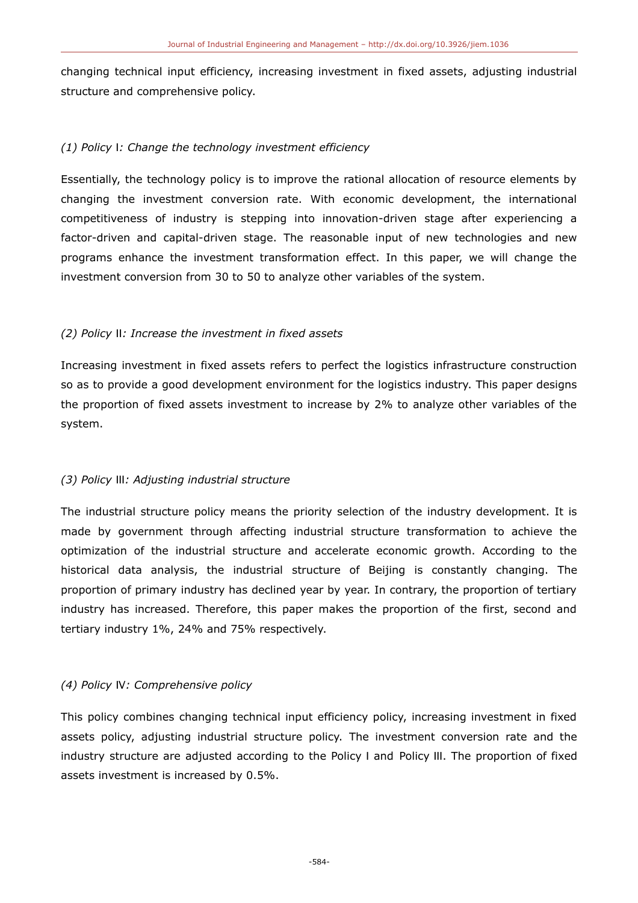changing technical input efficiency, increasing investment in fixed assets, adjusting industrial structure and comprehensive policy.

*(1) Policy* Ⅰ*: Change the technology investment efficiency*

Essentially, the technology policy is to improve the rational allocation of resource elements by changing the investment conversion rate. With economic development, the international competitiveness of industry is stepping into innovation-driven stage after experiencing a factor-driven and capital-driven stage. The reasonable input of new technologies and new programs enhance the investment transformation effect. In this paper, we will change the investment conversion from 30 to 50 to analyze other variables of the system.

*(2) Policy* Ⅱ*: Increase the investment in fixed assets*

Increasing investment in fixed assets refers to perfect the logistics infrastructure construction so as to provide a good development environment for the logistics industry. This paper designs the proportion of fixed assets investment to increase by 2% to analyze other variables of the system.

*(3) Policy* Ⅲ*: Adjusting industrial structure*

The industrial structure policy means the priority selection of the industry development. It is made by government through affecting industrial structure transformation to achieve the optimization of the industrial structure and accelerate economic growth. According to the historical data analysis, the industrial structure of Beijing is constantly changing. The proportion of primary industry has declined year by year. In contrary, the proportion of tertiary industry has increased. Therefore, this paper makes the proportion of the first, second and tertiary industry 1%, 24% and 75% respectively.

*(4) Policy* Ⅳ*: Comprehensive policy*

This policy combines changing technical input efficiency policy, increasing investment in fixed assets policy, adjusting industrial structure policy. The investment conversion rate and the industry structure are adjusted according to the Policy I and Policy III. The proportion of fixed assets investment is increased by 0.5%.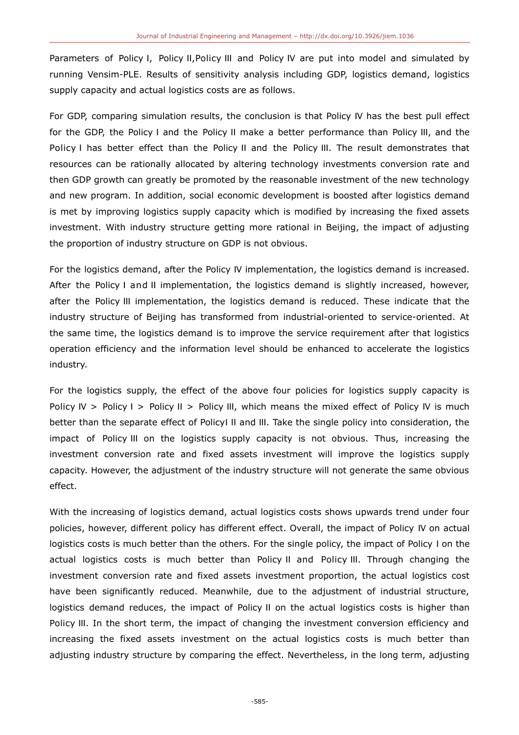Parameters of Policy I, Policy II,Policy III and Policy IV are put into model and simulated by running Vensim-PLE. Results of sensitivity analysis including GDP, logistics demand, logistics supply capacity and actual logistics costs are as follows.

For GDP, comparing simulation results, the conclusion is that Policy IV has the best pull effect for the GDP, the Policy I and the Policy II make a better performance than Policy III, and the Policy I has better effect than the Policy II and the Policy III. The result demonstrates that resources can be rationally allocated by altering technology investments conversion rate and then GDP growth can greatly be promoted by the reasonable investment of the new technology and new program. In addition, social economic development is boosted after logistics demand is met by improving logistics supply capacity which is modified by increasing the fixed assets investment. With industry structure getting more rational in Beijing, the impact of adjusting the proportion of industry structure on GDP is not obvious.

For the logistics demand, after the Policy IV implementation, the logistics demand is increased. After the Policy I and II implementation, the logistics demand is slightly increased, however, after the Policy III implementation, the logistics demand is reduced. These indicate that the industry structure of Beijing has transformed from industrial-oriented to service-oriented. At the same time, the logistics demand is to improve the service requirement after that logistics operation efficiency and the information level should be enhanced to accelerate the logistics industry.

For the logistics supply, the effect of the above four policies for logistics supply capacity is Policy IV > Policy I > Policy II > Policy III, which means the mixed effect of Policy IV is much better than the separate effect of PolicyI II and III. Take the single policy into consideration, the impact of Policy III on the logistics supply capacity is not obvious. Thus, increasing the investment conversion rate and fixed assets investment will improve the logistics supply capacity. However, the adjustment of the industry structure will not generate the same obvious effect.

With the increasing of logistics demand, actual logistics costs shows upwards trend under four policies, however, different policy has different effect. Overall, the impact of Policy IV on actual logistics costs is much better than the others. For the single policy, the impact of Policy I on the actual logistics costs is much better than Policy II and Policy III. Through changing the investment conversion rate and fixed assets investment proportion, the actual logistics cost have been significantly reduced. Meanwhile, due to the adjustment of industrial structure, logistics demand reduces, the impact of Policy II on the actual logistics costs is higher than Policy III. In the short term, the impact of changing the investment conversion efficiency and increasing the fixed assets investment on the actual logistics costs is much better than adjusting industry structure by comparing the effect. Nevertheless, in the long term, adjusting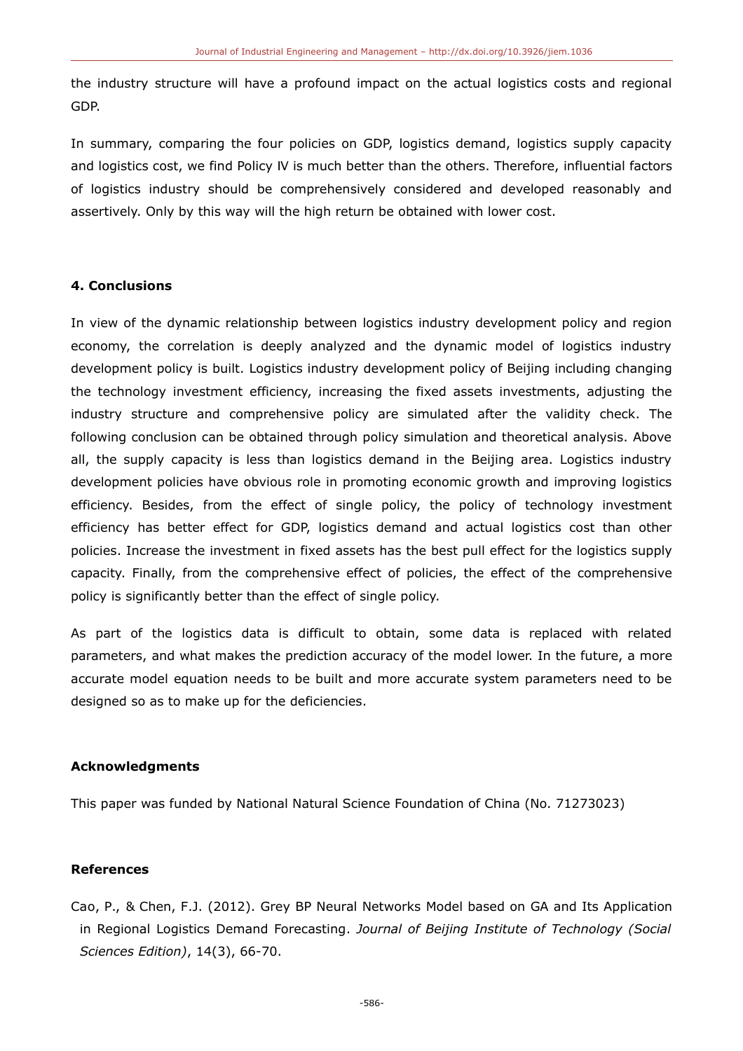the industry structure will have a profound impact on the actual logistics costs and regional GDP.

In summary, comparing the four policies on GDP, logistics demand, logistics supply capacity and logistics cost, we find Policy IV is much better than the others. Therefore, influential factors of logistics industry should be comprehensively considered and developed reasonably and assertively. Only by this way will the high return be obtained with lower cost.

## 4. Conclusions

In view of the dynamic relationship between logistics industry development policy and region economy, the correlation is deeply analyzed and the dynamic model of logistics industry development policy is built. Logistics industry development policy of Beijing including changing the technology investment efficiency, increasing the fixed assets investments, adjusting the industry structure and comprehensive policy are simulated after the validity check. The following conclusion can be obtained through policy simulation and theoretical analysis. Above all, the supply capacity is less than logistics demand in the Beijing area. Logistics industry development policies have obvious role in promoting economic growth and improving logistics efficiency. Besides, from the effect of single policy, the policy of technology investment efficiency has better effect for GDP, logistics demand and actual logistics cost than other policies. Increase the investment in fixed assets has the best pull effect for the logistics supply capacity. Finally, from the comprehensive effect of policies, the effect of the comprehensive policy is significantly better than the effect of single policy.

As part of the logistics data is difficult to obtain, some data is replaced with related parameters, and what makes the prediction accuracy of the model lower. In the future, a more accurate model equation needs to be built and more accurate system parameters need to be designed so as to make up for the deficiencies.

## Acknowledgments

This paper was funded by National Natural Science Foundation of China (No. 71273023)

## References

Cao, P., & Chen, F.J. (2012). Grey BP Neural Networks Model based on GA and Its Application in Regional Logistics Demand Forecasting. *Journal of Beijing Institute of Technology (Social Sciences Edition)*, 14(3), 66-70.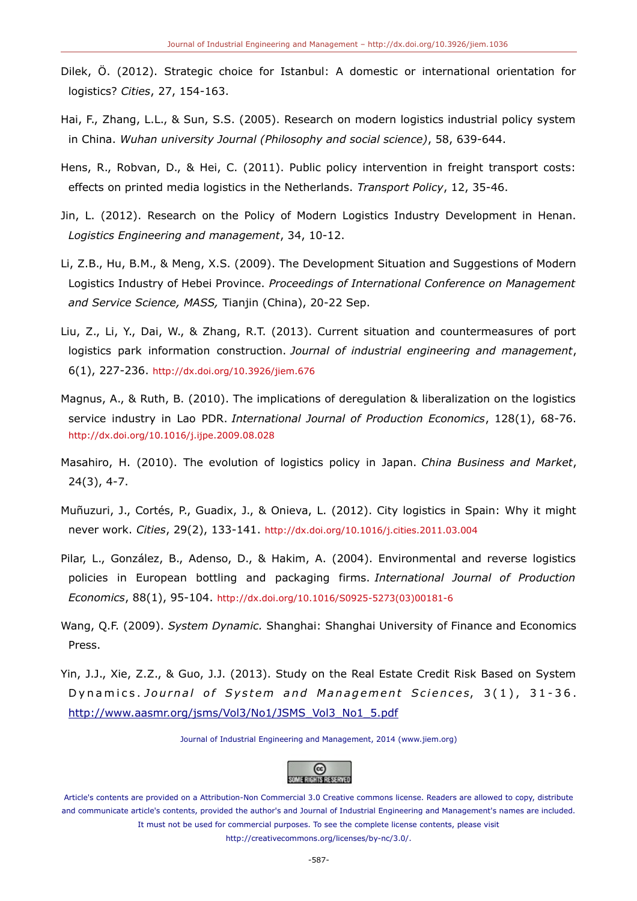Dilek, Ö. (2012). Strategic choice for Istanbul: A domestic or international orientation for logistics? *Cities*, 27, 154-163.

Hai, F., Zhang, L.L., & Sun, S.S. (2005). Research on modern logistics industrial policy system in China. *Wuhan university Journal (Philosophy and social science)*, 58, 639-644.

Hens, R., Robvan, D., & Hei, C. (2011). Public policy intervention in freight transport costs: effects on printed media logistics in the Netherlands. *Transport Policy*, 12, 35-46.

Jin, L. (2012). Research on the Policy of Modern Logistics Industry Development in Henan. *Logistics Engineering and management*, 34, 10-12.

Li, Z.B., Hu, B.M., & Meng, X.S. (2009). The Development Situation and Suggestions of Modern Logistics Industry of Hebei Province. *Proceedings of International Conference on Management and Service Science, MASS,* Tianjin (China), 20-22 Sep.

Liu, Z., Li, Y., Dai, W., & Zhang, R.T. (2013). Current situation and countermeasures of port logistics park information construction. *Journal of industrial engineering and management*, 6(1), 227-236. http://dx.doi.org/10.3926/jiem.676

Magnus, A., & Ruth, B. (2010). The implications of deregulation & liberalization on the logistics service industry in Lao PDR. *International Journal of Production Economics*, 128(1), 68-76. http://dx.doi.org/10.1016/j.ijpe.2009.08.028

Masahiro, H. (2010). The evolution of logistics policy in Japan. *China Business and Market*, 24(3), 4-7.

Muñuzuri, J., Cortés, P., Guadix, J., & Onieva, L. (2012). City logistics in Spain: Why it might never work. *Cities*, 29(2), 133-141. http://dx.doi.org/10.1016/j.cities.2011.03.004

Pilar, L., González, B., Adenso, D., & Hakim, A. (2004). Environmental and reverse logistics policies in European bottling and packaging firms. *International Journal of Production Economics*, 88(1), 95-104. http://dx.doi.org/10.1016/S0925-5273(03)00181-6

Wang, Q.F. (2009). *System Dynamic.* Shanghai: Shanghai University of Finance and Economics Press.

Yin, J.J., Xie, Z.Z., & Guo, J.J. (2013). Study on the Real Estate Credit Risk Based on System Dynamics. *Journal of System and Management Sciences*, 3(1), 31-36. http://www.aasmr.org/jsms/Vol3/No1/JSMS_Vol3_No1_5.pdf

Journal of Industrial Engineering and Management, 2014 (www.jiem.org)

Article's contents are provided on a Attribution-Non Commercial 3.0 Creative commons license. Readers are allowed to copy, distribute and communicate article's contents, provided the author's and Journal of Industrial Engineering and Management's names are included. It must not be used for commercial purposes. To see the complete license contents, please visit http://creativecommons.org/licenses/by-nc/3.0/.